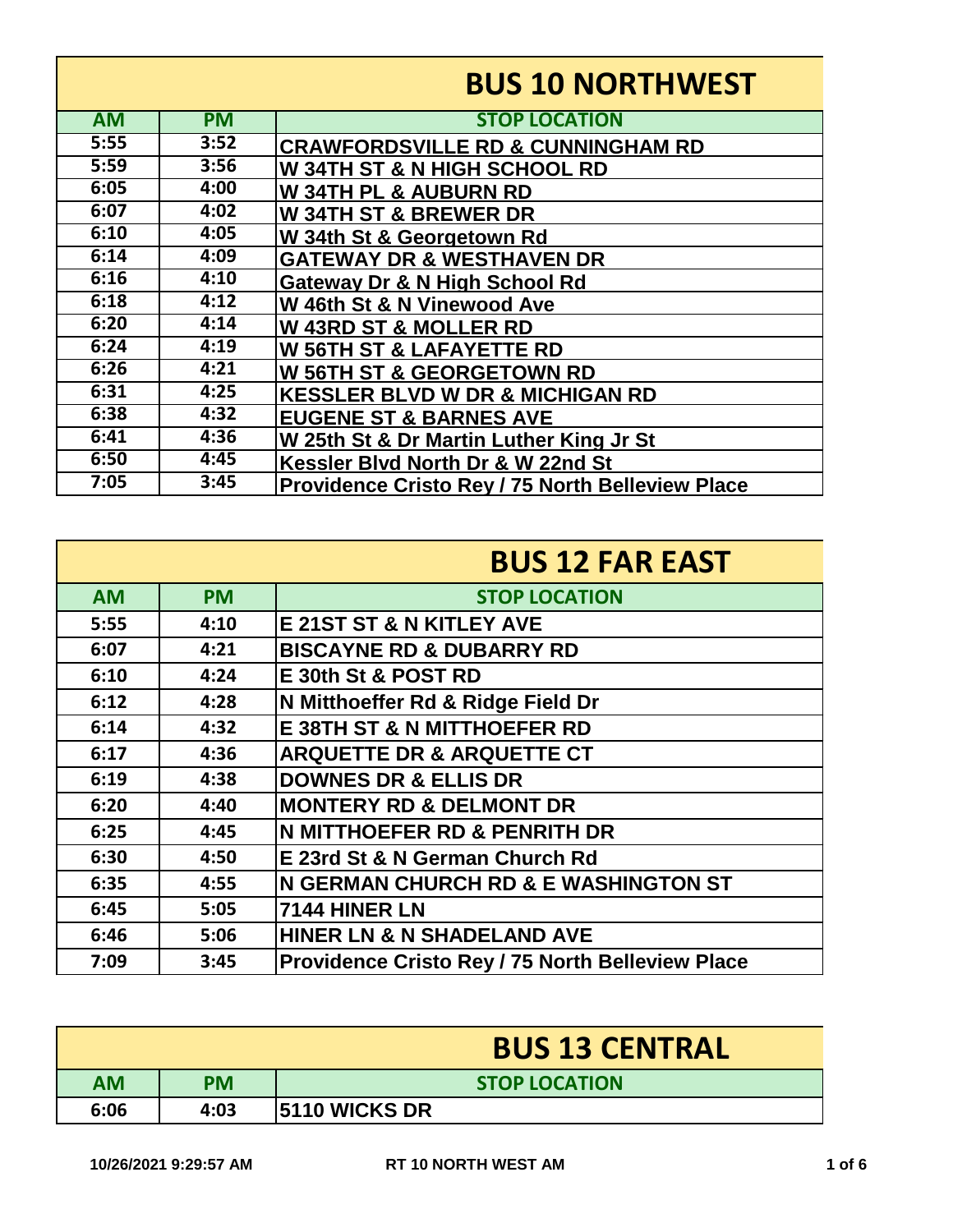## BUS 10 NORTHWEST

| AM | PM | STOP LOCATION |
|---|---|---|
| 5:55 | 3:52 | CRAWFORDSVILLE RD & CUNNINGHAM RD |
| 5:59 | 3:56 | W 34TH ST & N HIGH SCHOOL RD |
| 6:05 | 4:00 | W 34TH PL & AUBURN RD |
| 6:07 | 4:02 | W 34TH ST & BREWER DR |
| 6:10 | 4:05 | W 34th St & Georgetown Rd |
| 6:14 | 4:09 | GATEWAY DR & WESTHAVEN DR |
| 6:16 | 4:10 | Gateway Dr & N High School Rd |
| 6:18 | 4:12 | W 46th St & N Vinewood Ave |
| 6:20 | 4:14 | W 43RD ST & MOLLER RD |
| 6:24 | 4:19 | W 56TH ST & LAFAYETTE RD |
| 6:26 | 4:21 | W 56TH ST & GEORGETOWN RD |
| 6:31 | 4:25 | KESSLER BLVD W DR & MICHIGAN RD |
| 6:38 | 4:32 | EUGENE ST & BARNES AVE |
| 6:41 | 4:36 | W 25th St & Dr Martin Luther King Jr St |
| 6:50 | 4:45 | Kessler Blvd North Dr & W 22nd St |
| 7:05 | 3:45 | Providence Cristo Rey / 75 North Belleview Place |

## BUS 12 FAR EAST

| AM | PM | STOP LOCATION |
|---|---|---|
| 5:55 | 4:10 | E 21ST ST & N KITLEY AVE |
| 6:07 | 4:21 | BISCAYNE RD & DUBARRY RD |
| 6:10 | 4:24 | E 30th St & POST RD |
| 6:12 | 4:28 | N Mitthoeffer Rd & Ridge Field Dr |
| 6:14 | 4:32 | E 38TH ST & N MITTHOEFER RD |
| 6:17 | 4:36 | ARQUETTE DR & ARQUETTE CT |
| 6:19 | 4:38 | DOWNES DR & ELLIS DR |
| 6:20 | 4:40 | MONTERY RD & DELMONT DR |
| 6:25 | 4:45 | N MITTHOEFER RD & PENRITH DR |
| 6:30 | 4:50 | E 23rd St & N German Church Rd |
| 6:35 | 4:55 | N GERMAN CHURCH RD & E WASHINGTON ST |
| 6:45 | 5:05 | 7144 HINER LN |
| 6:46 | 5:06 | HINER LN & N SHADELAND AVE |
| 7:09 | 3:45 | Providence Cristo Rey / 75 North Belleview Place |

## BUS 13 CENTRAL

| AM | PM | STOP LOCATION |
|---|---|---|
| 6:06 | 4:03 | 5110 WICKS DR |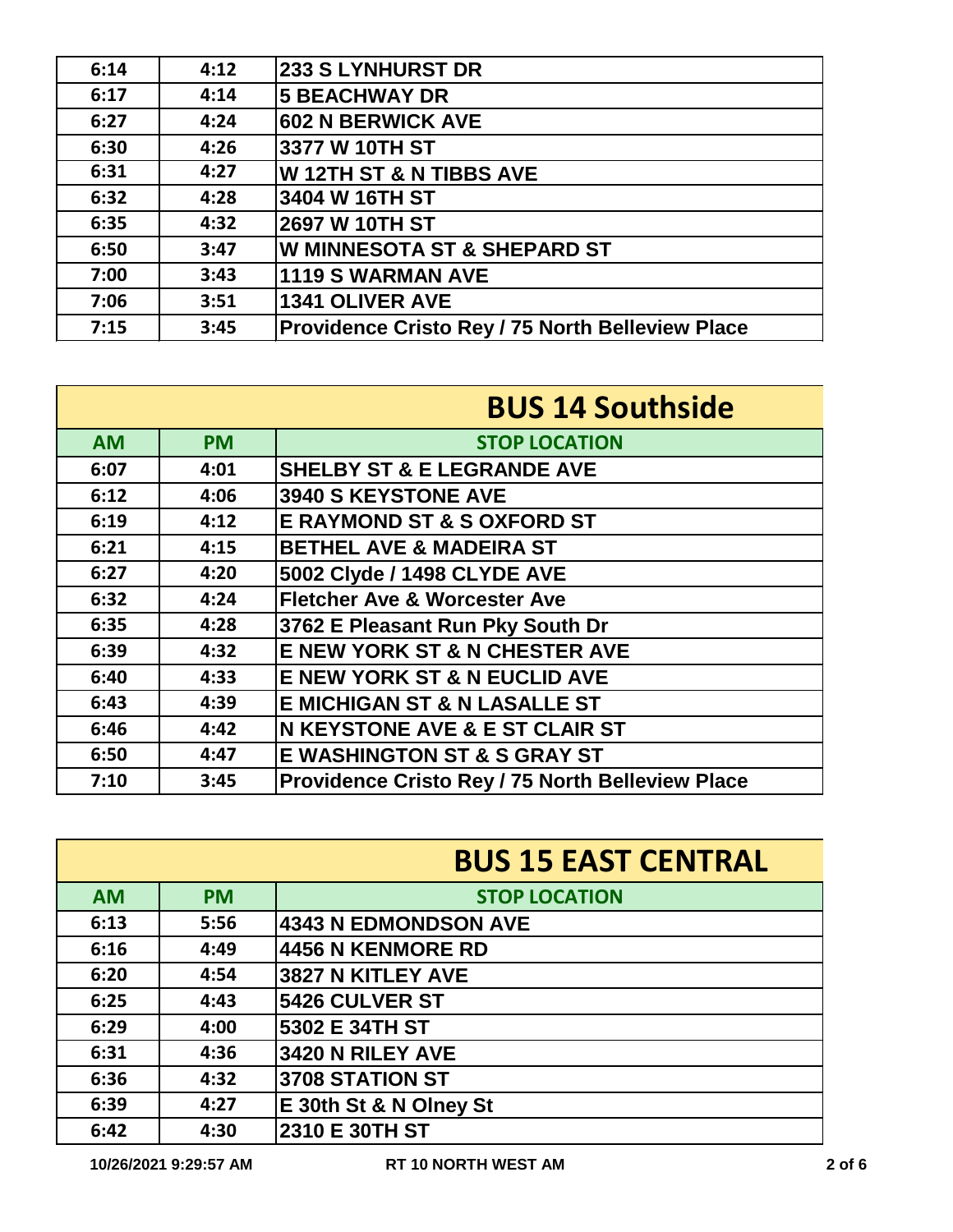| | | |
|---|---|---|
| 6:14 | 4:12 | 233 S LYNHURST DR |
| 6:17 | 4:14 | 5 BEACHWAY DR |
| 6:27 | 4:24 | 602 N BERWICK AVE |
| 6:30 | 4:26 | 3377 W 10TH ST |
| 6:31 | 4:27 | W 12TH ST & N TIBBS AVE |
| 6:32 | 4:28 | 3404 W 16TH ST |
| 6:35 | 4:32 | 2697 W 10TH ST |
| 6:50 | 3:47 | W MINNESOTA ST & SHEPARD ST |
| 7:00 | 3:43 | 1119 S WARMAN AVE |
| 7:06 | 3:51 | 1341 OLIVER AVE |
| 7:15 | 3:45 | Providence Cristo Rey / 75 North Belleview Place |

## BUS 14 Southside

| AM | PM | STOP LOCATION |
|---|---|---|
| 6:07 | 4:01 | SHELBY ST & E LEGRANDE AVE |
| 6:12 | 4:06 | 3940 S KEYSTONE AVE |
| 6:19 | 4:12 | E RAYMOND ST & S OXFORD ST |
| 6:21 | 4:15 | BETHEL AVE & MADEIRA ST |
| 6:27 | 4:20 | 5002 Clyde / 1498 CLYDE AVE |
| 6:32 | 4:24 | Fletcher Ave & Worcester Ave |
| 6:35 | 4:28 | 3762 E Pleasant Run Pky South Dr |
| 6:39 | 4:32 | E NEW YORK ST & N CHESTER AVE |
| 6:40 | 4:33 | E NEW YORK ST & N EUCLID AVE |
| 6:43 | 4:39 | E MICHIGAN ST & N LASALLE ST |
| 6:46 | 4:42 | N KEYSTONE AVE & E ST CLAIR ST |
| 6:50 | 4:47 | E WASHINGTON ST & S GRAY ST |
| 7:10 | 3:45 | Providence Cristo Rey / 75 North Belleview Place |

## BUS 15 EAST CENTRAL

| AM | PM | STOP LOCATION |
|---|---|---|
| 6:13 | 5:56 | 4343 N EDMONDSON AVE |
| 6:16 | 4:49 | 4456 N KENMORE RD |
| 6:20 | 4:54 | 3827 N KITLEY AVE |
| 6:25 | 4:43 | 5426 CULVER ST |
| 6:29 | 4:00 | 5302 E 34TH ST |
| 6:31 | 4:36 | 3420 N RILEY AVE |
| 6:36 | 4:32 | 3708 STATION ST |
| 6:39 | 4:27 | E 30th St & N Olney St |
| 6:42 | 4:30 | 2310 E 30TH ST |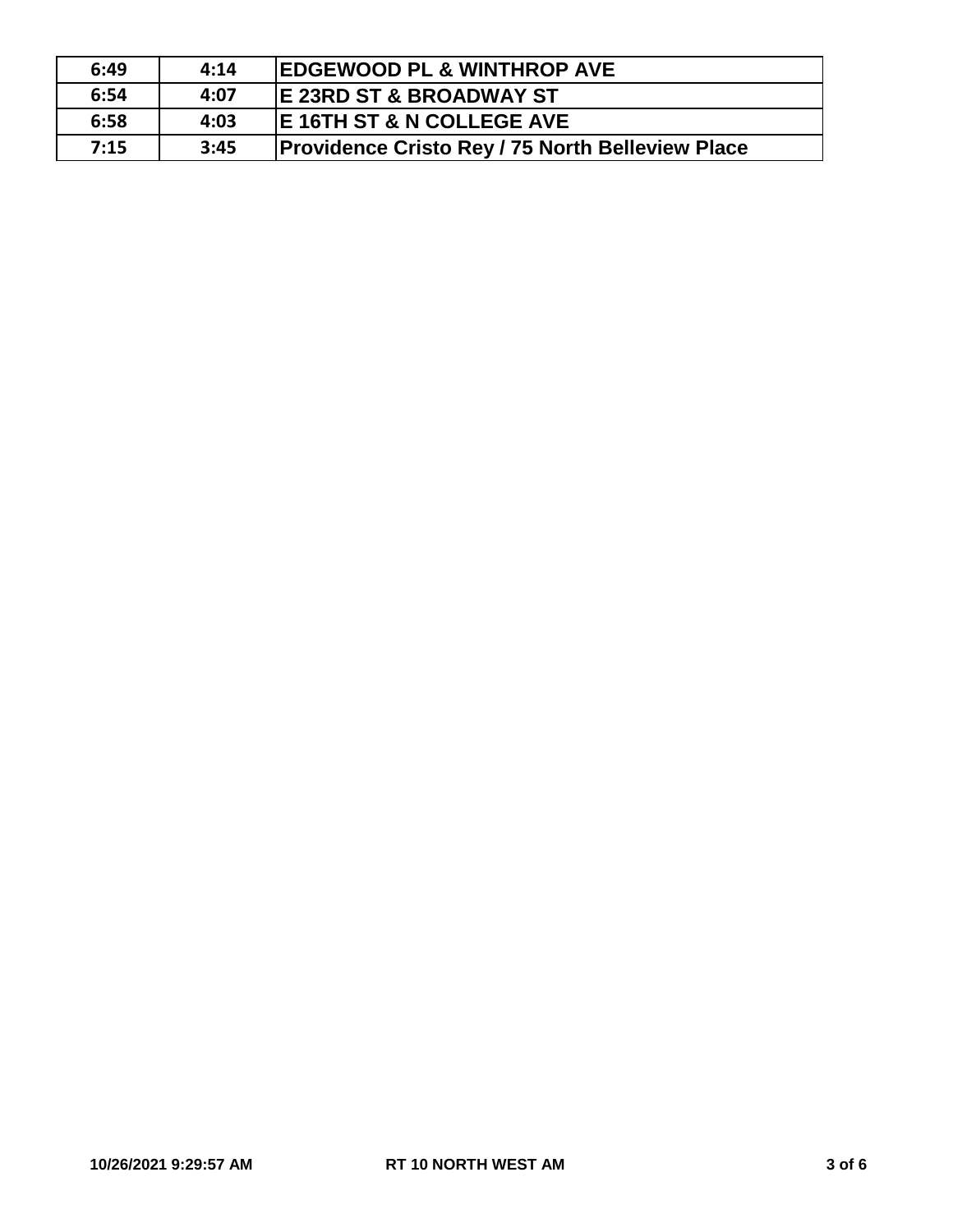| | | |
|---|---|---|
| 6:49 | 4:14 | EDGEWOOD PL & WINTHROP AVE |
| 6:54 | 4:07 | E 23RD ST & BROADWAY ST |
| 6:58 | 4:03 | E 16TH ST & N COLLEGE AVE |
| 7:15 | 3:45 | Providence Cristo Rey / 75 North Belleview Place |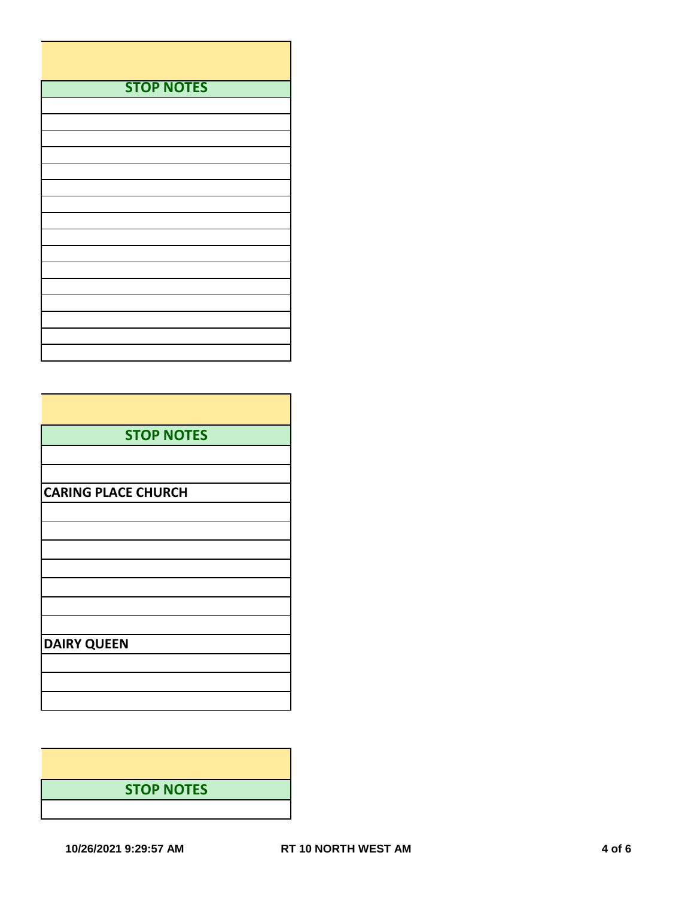| STOP NOTES |
|---|
| |
| |
| |
| |
| |
| |
| |
| |
| |
| |
| |
| |
| |
| |
| |
| |

| STOP NOTES |
|---|
| |
| |
| CARING PLACE CHURCH |
| |
| |
| |
| |
| |
| |
| |
| DAIRY QUEEN |
| |
| |
| |

| STOP NOTES |
|---|
| |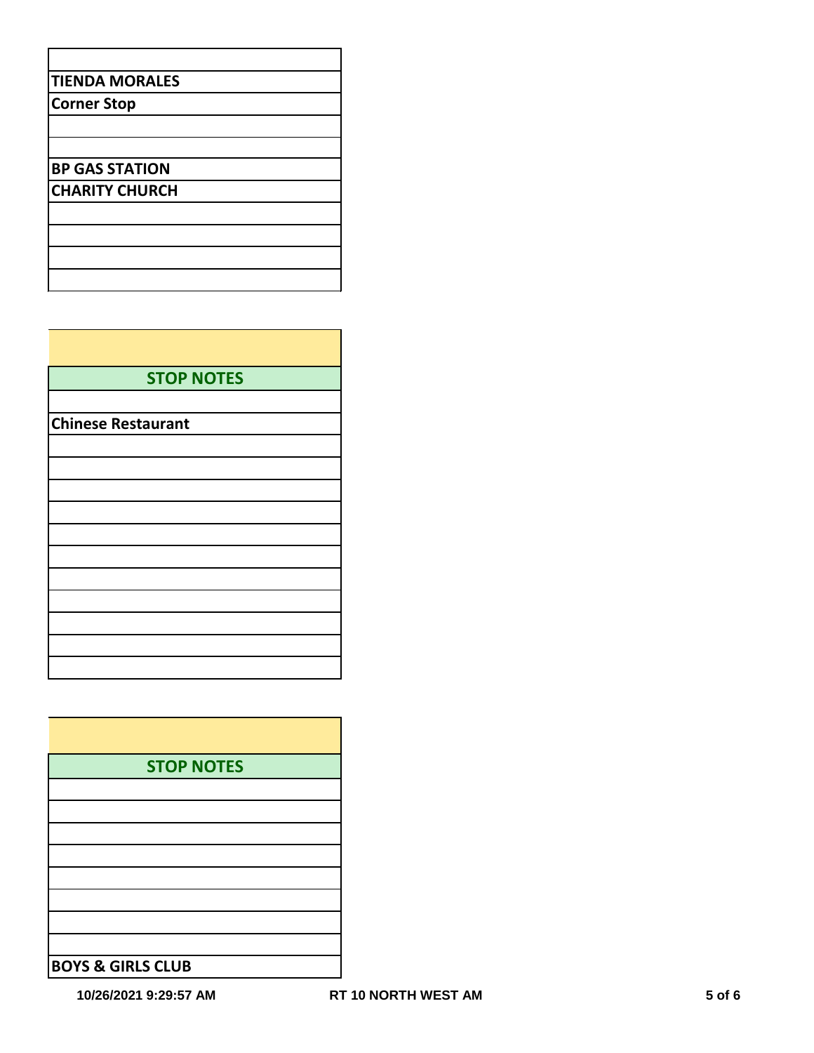| |
|---|
| **TIENDA MORALES** |
| **Corner Stop** |
| |
| |
| **BP GAS STATION** |
| **CHARITY CHURCH** |
| |
| |
| |
| |

| |
|---|
| **STOP NOTES** |
| |
| **Chinese Restaurant** |
| |
| |
| |
| |
| |
| |
| |
| |
| |
| |
| |

| |
|---|
| **STOP NOTES** |
| |
| |
| |
| |
| |
| |
| |
| |
| **BOYS & GIRLS CLUB** |